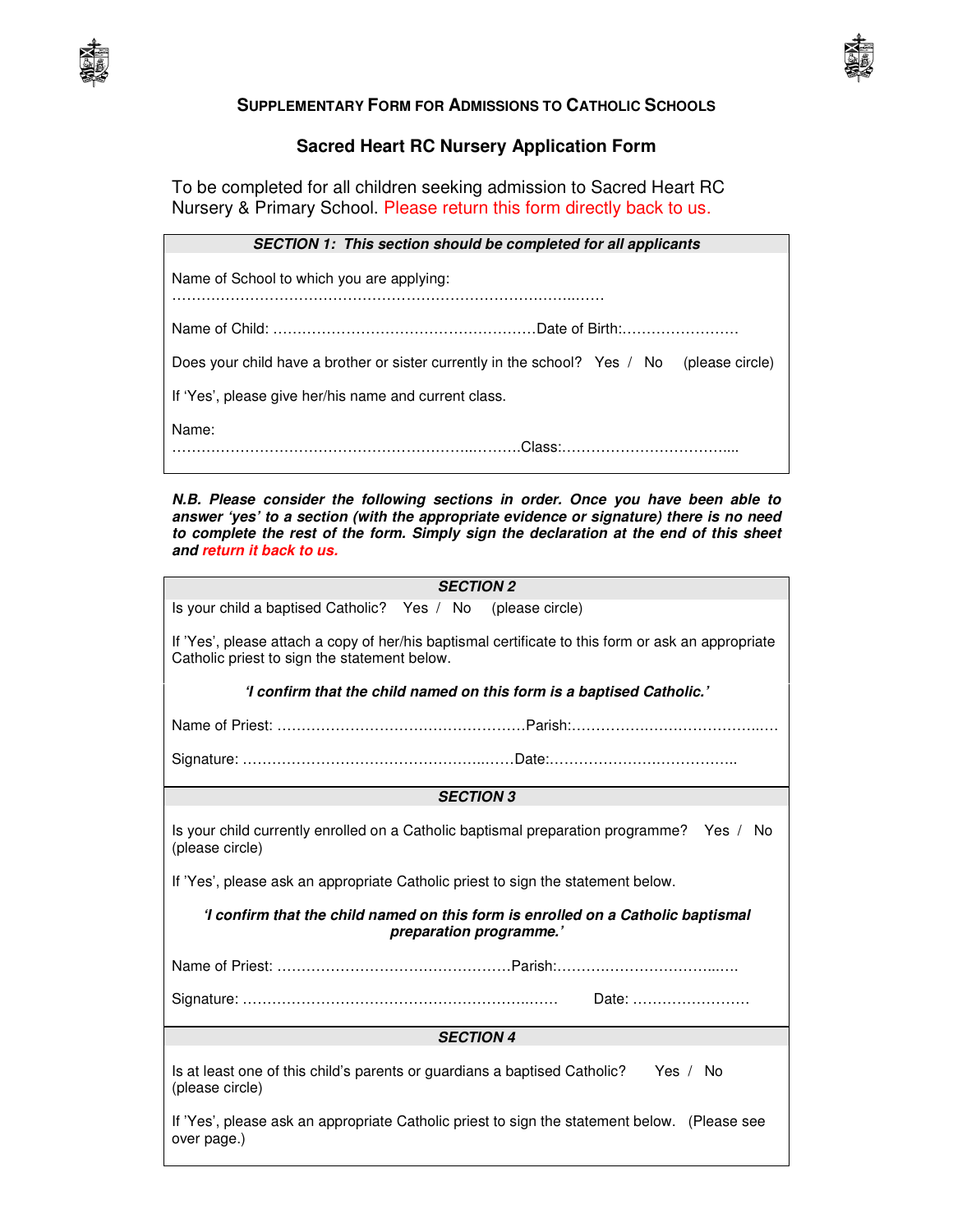## SUPPLEMENTARY FORM FOR ADMISSIONS TO CATHOLIC SCHOOLS

### Sacred Heart RC Nursery Application Form

To be completed for all children seeking admission to Sacred Heart RC Nursery & Primary School. Please return this form directly back to us.

***SECTION 1: This section should be completed for all applicants***

Name of School to which you are applying: ……………………………………………………………………..……

Name of Child: ………………………………………………Date of Birth:……………………

Does your child have a brother or sister currently in the school? Yes / No (please circle)

If 'Yes', please give her/his name and current class.

Name: ……………………………………………………..………Class:……………………………....

***N.B. Please consider the following sections in order. Once you have been able to answer 'yes' to a section (with the appropriate evidence or signature) there is no need to complete the rest of the form. Simply sign the declaration at the end of this sheet and return it back to us.***

***SECTION 2***

Is your child a baptised Catholic? Yes / No (please circle)

If 'Yes', please attach a copy of her/his baptismal certificate to this form or ask an appropriate Catholic priest to sign the statement below.

***'I confirm that the child named on this form is a baptised Catholic.'***

Name of Priest: ……………………………………………Parish:…………………………………..…

Signature: …………………………………………...……Date:………………….……………..

***SECTION 3***

Is your child currently enrolled on a Catholic baptismal preparation programme? Yes / No (please circle)

If 'Yes', please ask an appropriate Catholic priest to sign the statement below.

***'I confirm that the child named on this form is enrolled on a Catholic baptismal preparation programme.'***

Name of Priest: …………………………………………Parish:……….……………………..…..

Signature: ………………………………………………..……… Date: ……………………

***SECTION 4***

Is at least one of this child's parents or guardians a baptised Catholic? Yes / No (please circle)

If 'Yes', please ask an appropriate Catholic priest to sign the statement below. (Please see over page.)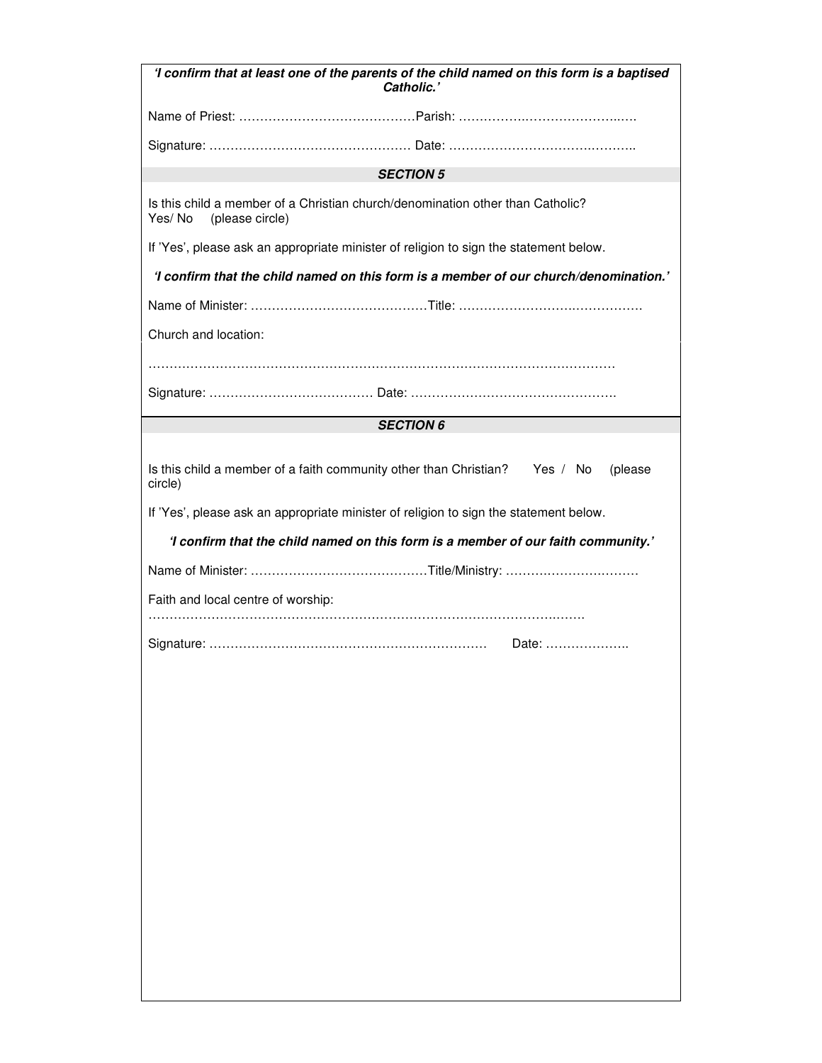***'I confirm that at least one of the parents of the child named on this form is a baptised Catholic.'***

Name of Priest: ……………………………………Parish: …………..…………………..….

Signature: ………………………………………… Date: ………………………….………..

## SECTION 5

Is this child a member of a Christian church/denomination other than Catholic?
Yes/ No (please circle)

If 'Yes', please ask an appropriate minister of religion to sign the statement below.

***'I confirm that the child named on this form is a member of our church/denomination.'***

Name of Minister: ……………………………………Title: …………………….……………

Church and location:

……………………………………………………………………………………………

Signature: ………………………………… Date: ………………………………………….

## SECTION 6

Is this child a member of a faith community other than Christian? Yes / No (please circle)

If 'Yes', please ask an appropriate minister of religion to sign the statement below.

***'I confirm that the child named on this form is a member of our faith community.'***

Name of Minister: ……………………………………Title/Ministry: ………….……….……

Faith and local centre of worship:
………………………………………………………………………………….……

Signature: ………………………………………………………… Date: ………………..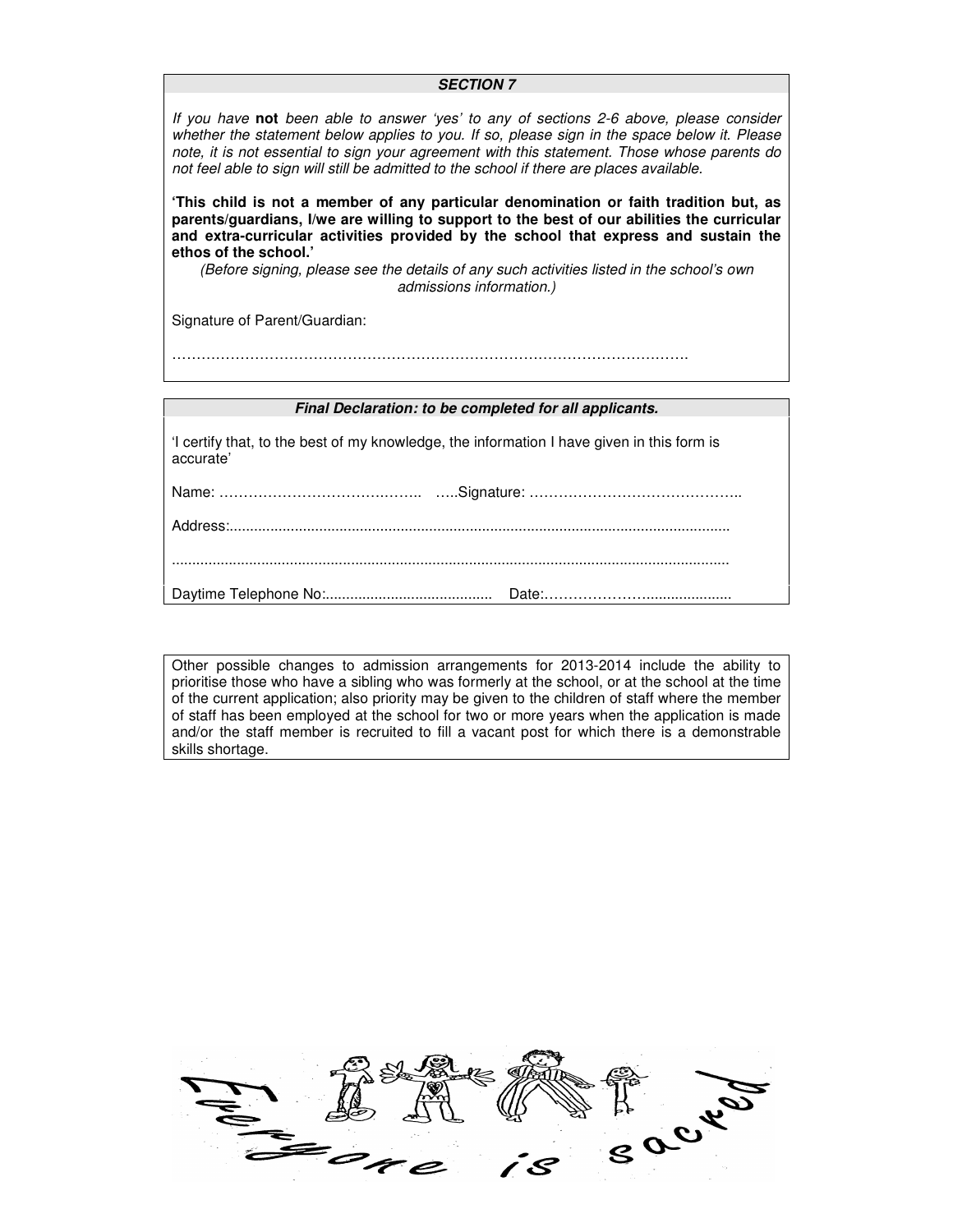### SECTION 7

*If you have* **not** *been able to answer 'yes' to any of sections 2-6 above, please consider whether the statement below applies to you. If so, please sign in the space below it. Please note, it is not essential to sign your agreement with this statement. Those whose parents do not feel able to sign will still be admitted to the school if there are places available.*

**'This child is not a member of any particular denomination or faith tradition but, as parents/guardians, I/we are willing to support to the best of our abilities the curricular and extra-curricular activities provided by the school that express and sustain the ethos of the school.'**

*(Before signing, please see the details of any such activities listed in the school's own admissions information.)*

Signature of Parent/Guardian:

…………………………………………………………………………………………….

### *Final Declaration: to be completed for all applicants.*

'I certify that, to the best of my knowledge, the information I have given in this form is accurate'

Name: ……………………………….…….. …..Signature: ……………………………………..

Address:..........................................................................................................................

.......................................................................................................................................

Daytime Telephone No:......................................... Date:.……………………....................

Other possible changes to admission arrangements for 2013-2014 include the ability to prioritise those who have a sibling who was formerly at the school, or at the school at the time of the current application; also priority may be given to the children of staff where the member of staff has been employed at the school for two or more years when the application is made and/or the staff member is recruited to fill a vacant post for which there is a demonstrable skills shortage.

Everyone is sacred